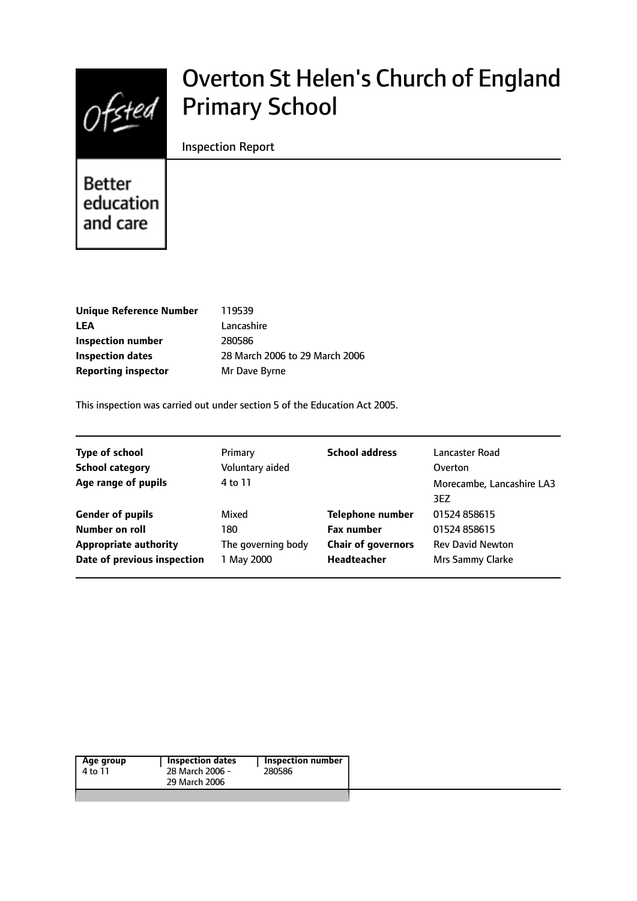# Overton St Helen's Church of England Primary School

Inspection Report

Better education and care

| | |
|---|---|
| **Unique Reference Number** | 119539 |
| **LEA** | Lancashire |
| **Inspection number** | 280586 |
| **Inspection dates** | 28 March 2006 to 29 March 2006 |
| **Reporting inspector** | Mr Dave Byrne |

This inspection was carried out under section 5 of the Education Act 2005.

| | | | |
|---|---|---|---|
| **Type of school** | Primary | **School address** | Lancaster Road |
| **School category** | Voluntary aided | | Overton |
| **Age range of pupils** | 4 to 11 | | Morecambe, Lancashire LA3 3EZ |
| **Gender of pupils** | Mixed | **Telephone number** | 01524 858615 |
| **Number on roll** | 180 | **Fax number** | 01524 858615 |
| **Appropriate authority** | The governing body | **Chair of governors** | Rev David Newton |
| **Date of previous inspection** | 1 May 2000 | **Headteacher** | Mrs Sammy Clarke |

| Age group | Inspection dates | Inspection number |
|---|---|---|
| 4 to 11 | 28 March 2006 - 29 March 2006 | 280586 |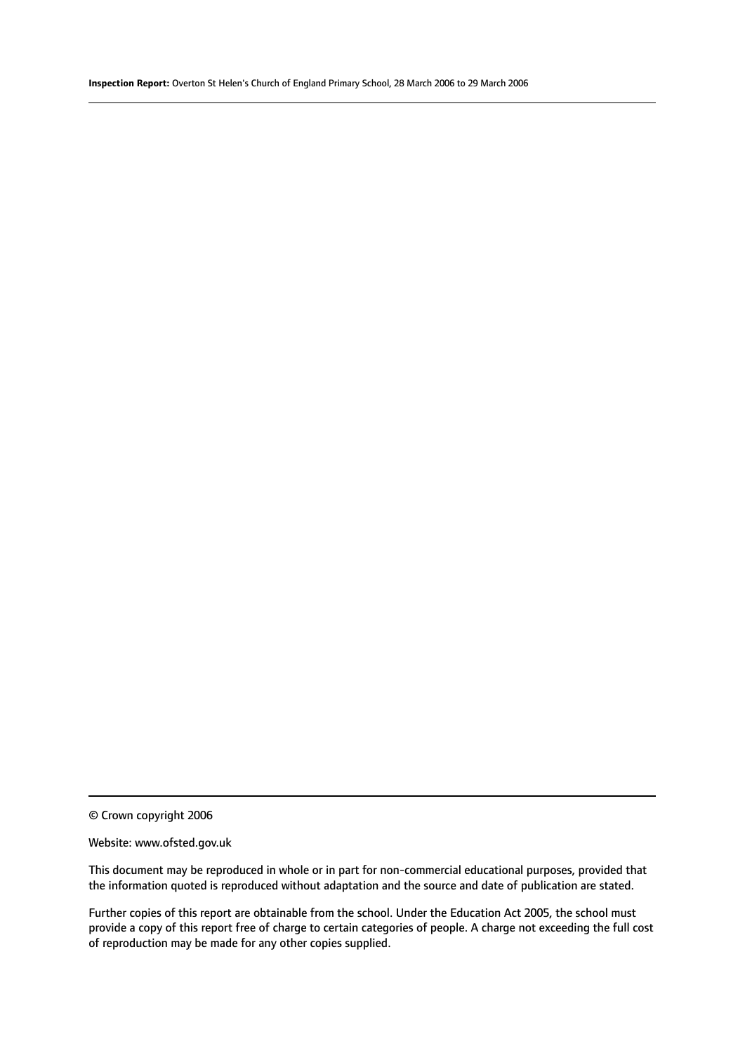© Crown copyright 2006

Website: www.ofsted.gov.uk

This document may be reproduced in whole or in part for non-commercial educational purposes, provided that the information quoted is reproduced without adaptation and the source and date of publication are stated.

Further copies of this report are obtainable from the school. Under the Education Act 2005, the school must provide a copy of this report free of charge to certain categories of people. A charge not exceeding the full cost of reproduction may be made for any other copies supplied.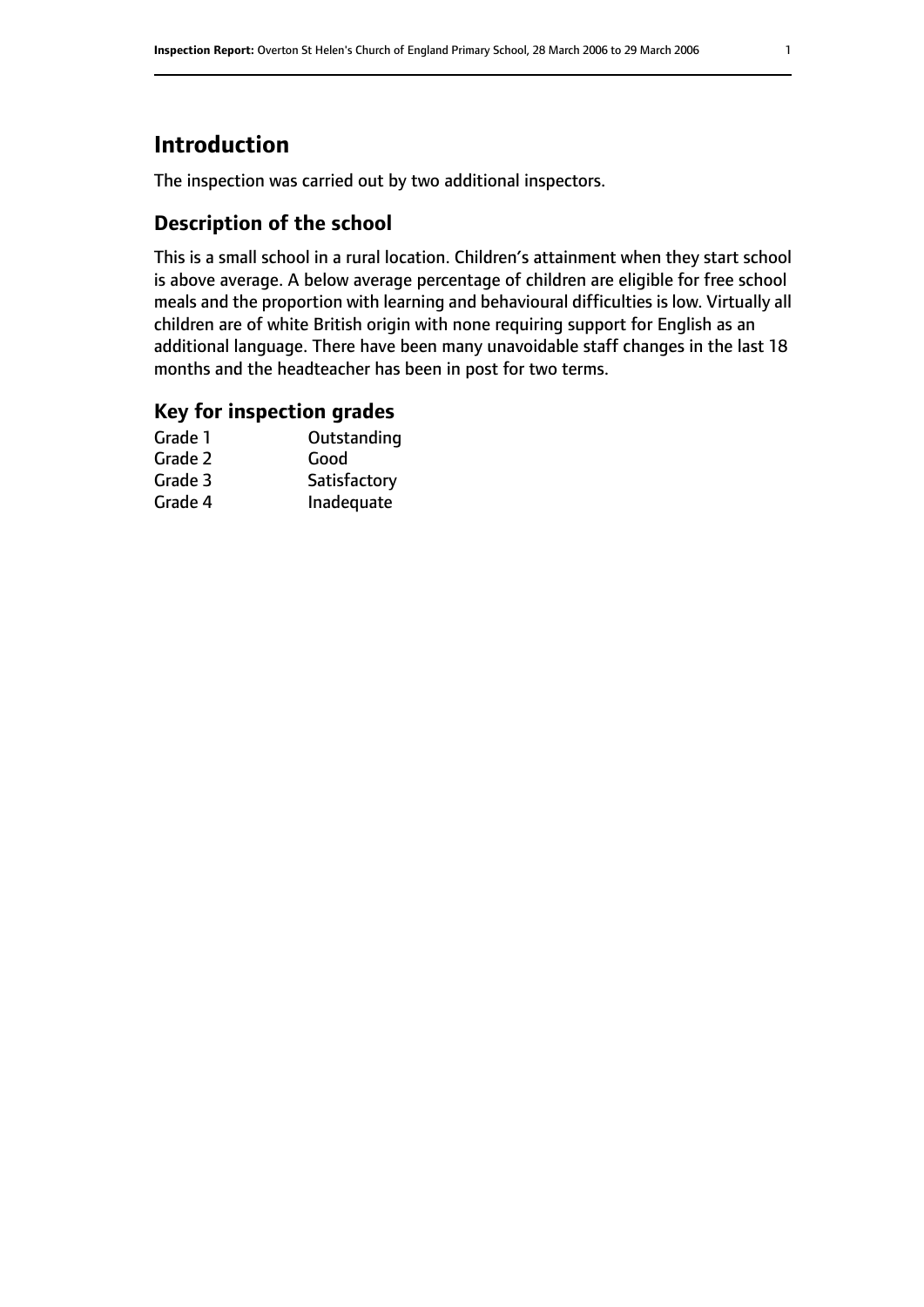# Introduction

The inspection was carried out by two additional inspectors.

## Description of the school

This is a small school in a rural location. Children's attainment when they start school is above average. A below average percentage of children are eligible for free school meals and the proportion with learning and behavioural difficulties is low. Virtually all children are of white British origin with none requiring support for English as an additional language. There have been many unavoidable staff changes in the last 18 months and the headteacher has been in post for two terms.

## Key for inspection grades

| | |
|---|---|
| Grade 1 | Outstanding |
| Grade 2 | Good |
| Grade 3 | Satisfactory |
| Grade 4 | Inadequate |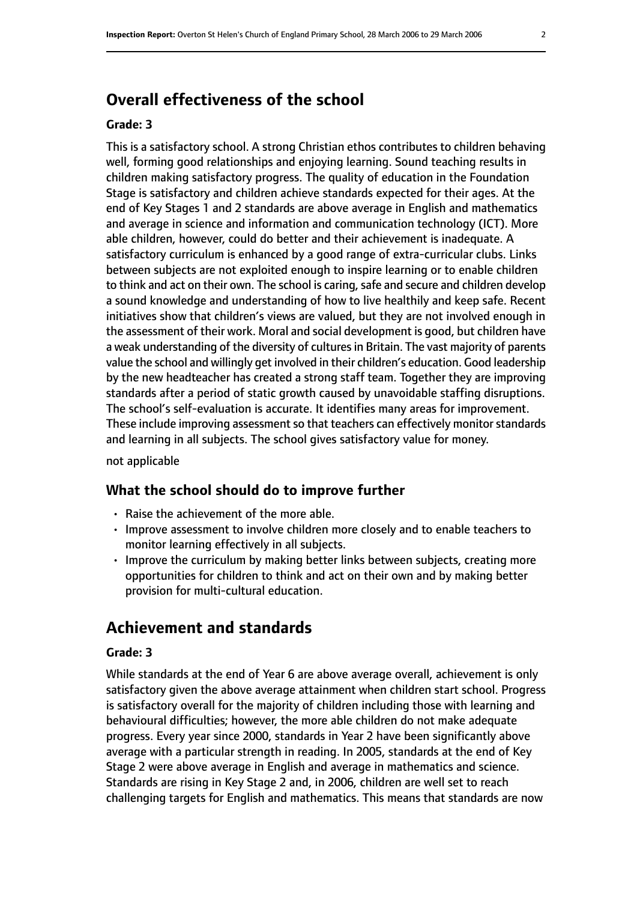## Overall effectiveness of the school

### Grade: 3

This is a satisfactory school. A strong Christian ethos contributes to children behaving well, forming good relationships and enjoying learning. Sound teaching results in children making satisfactory progress. The quality of education in the Foundation Stage is satisfactory and children achieve standards expected for their ages. At the end of Key Stages 1 and 2 standards are above average in English and mathematics and average in science and information and communication technology (ICT). More able children, however, could do better and their achievement is inadequate. A satisfactory curriculum is enhanced by a good range of extra-curricular clubs. Links between subjects are not exploited enough to inspire learning or to enable children to think and act on their own. The school is caring, safe and secure and children develop a sound knowledge and understanding of how to live healthily and keep safe. Recent initiatives show that children's views are valued, but they are not involved enough in the assessment of their work. Moral and social development is good, but children have a weak understanding of the diversity of cultures in Britain. The vast majority of parents value the school and willingly get involved in their children's education. Good leadership by the new headteacher has created a strong staff team. Together they are improving standards after a period of static growth caused by unavoidable staffing disruptions. The school's self-evaluation is accurate. It identifies many areas for improvement. These include improving assessment so that teachers can effectively monitor standards and learning in all subjects. The school gives satisfactory value for money.

not applicable

### What the school should do to improve further

- Raise the achievement of the more able.
- Improve assessment to involve children more closely and to enable teachers to monitor learning effectively in all subjects.
- Improve the curriculum by making better links between subjects, creating more opportunities for children to think and act on their own and by making better provision for multi-cultural education.

## Achievement and standards

### Grade: 3

While standards at the end of Year 6 are above average overall, achievement is only satisfactory given the above average attainment when children start school. Progress is satisfactory overall for the majority of children including those with learning and behavioural difficulties; however, the more able children do not make adequate progress. Every year since 2000, standards in Year 2 have been significantly above average with a particular strength in reading. In 2005, standards at the end of Key Stage 2 were above average in English and average in mathematics and science. Standards are rising in Key Stage 2 and, in 2006, children are well set to reach challenging targets for English and mathematics. This means that standards are now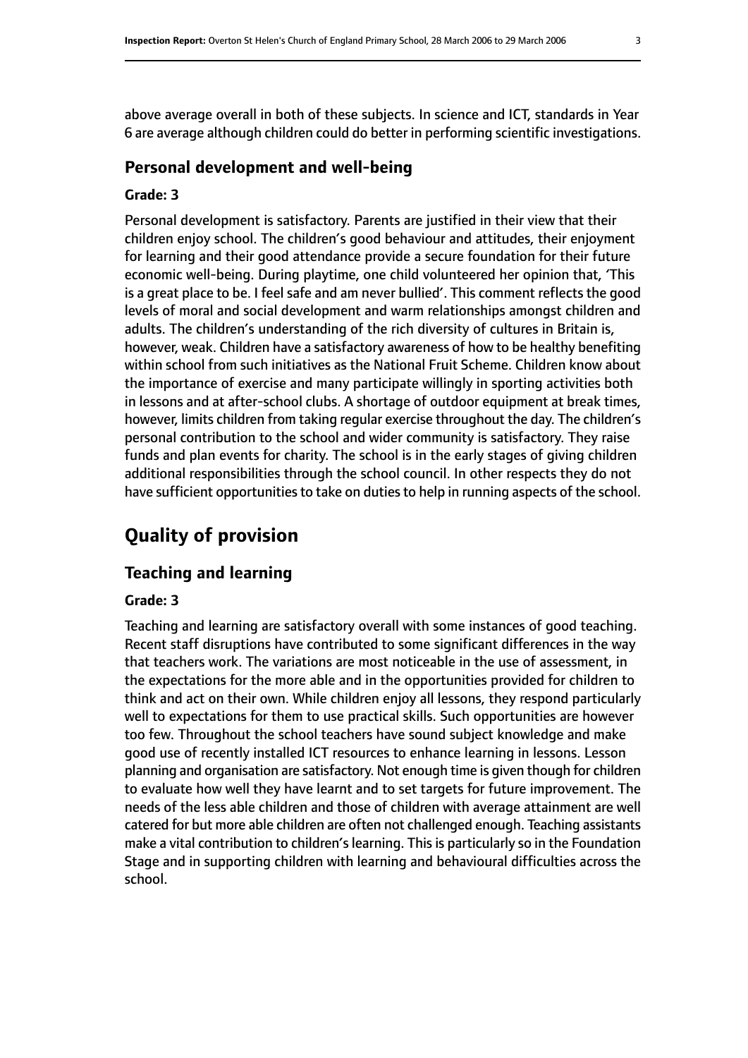above average overall in both of these subjects. In science and ICT, standards in Year 6 are average although children could do better in performing scientific investigations.

### Personal development and well-being

#### Grade: 3

Personal development is satisfactory. Parents are justified in their view that their children enjoy school. The children's good behaviour and attitudes, their enjoyment for learning and their good attendance provide a secure foundation for their future economic well-being. During playtime, one child volunteered her opinion that, 'This is a great place to be. I feel safe and am never bullied'. This comment reflects the good levels of moral and social development and warm relationships amongst children and adults. The children's understanding of the rich diversity of cultures in Britain is, however, weak. Children have a satisfactory awareness of how to be healthy benefiting within school from such initiatives as the National Fruit Scheme. Children know about the importance of exercise and many participate willingly in sporting activities both in lessons and at after-school clubs. A shortage of outdoor equipment at break times, however, limits children from taking regular exercise throughout the day. The children's personal contribution to the school and wider community is satisfactory. They raise funds and plan events for charity. The school is in the early stages of giving children additional responsibilities through the school council. In other respects they do not have sufficient opportunities to take on duties to help in running aspects of the school.

## Quality of provision

### Teaching and learning

#### Grade: 3

Teaching and learning are satisfactory overall with some instances of good teaching. Recent staff disruptions have contributed to some significant differences in the way that teachers work. The variations are most noticeable in the use of assessment, in the expectations for the more able and in the opportunities provided for children to think and act on their own. While children enjoy all lessons, they respond particularly well to expectations for them to use practical skills. Such opportunities are however too few. Throughout the school teachers have sound subject knowledge and make good use of recently installed ICT resources to enhance learning in lessons. Lesson planning and organisation are satisfactory. Not enough time is given though for children to evaluate how well they have learnt and to set targets for future improvement. The needs of the less able children and those of children with average attainment are well catered for but more able children are often not challenged enough. Teaching assistants make a vital contribution to children's learning. This is particularly so in the Foundation Stage and in supporting children with learning and behavioural difficulties across the school.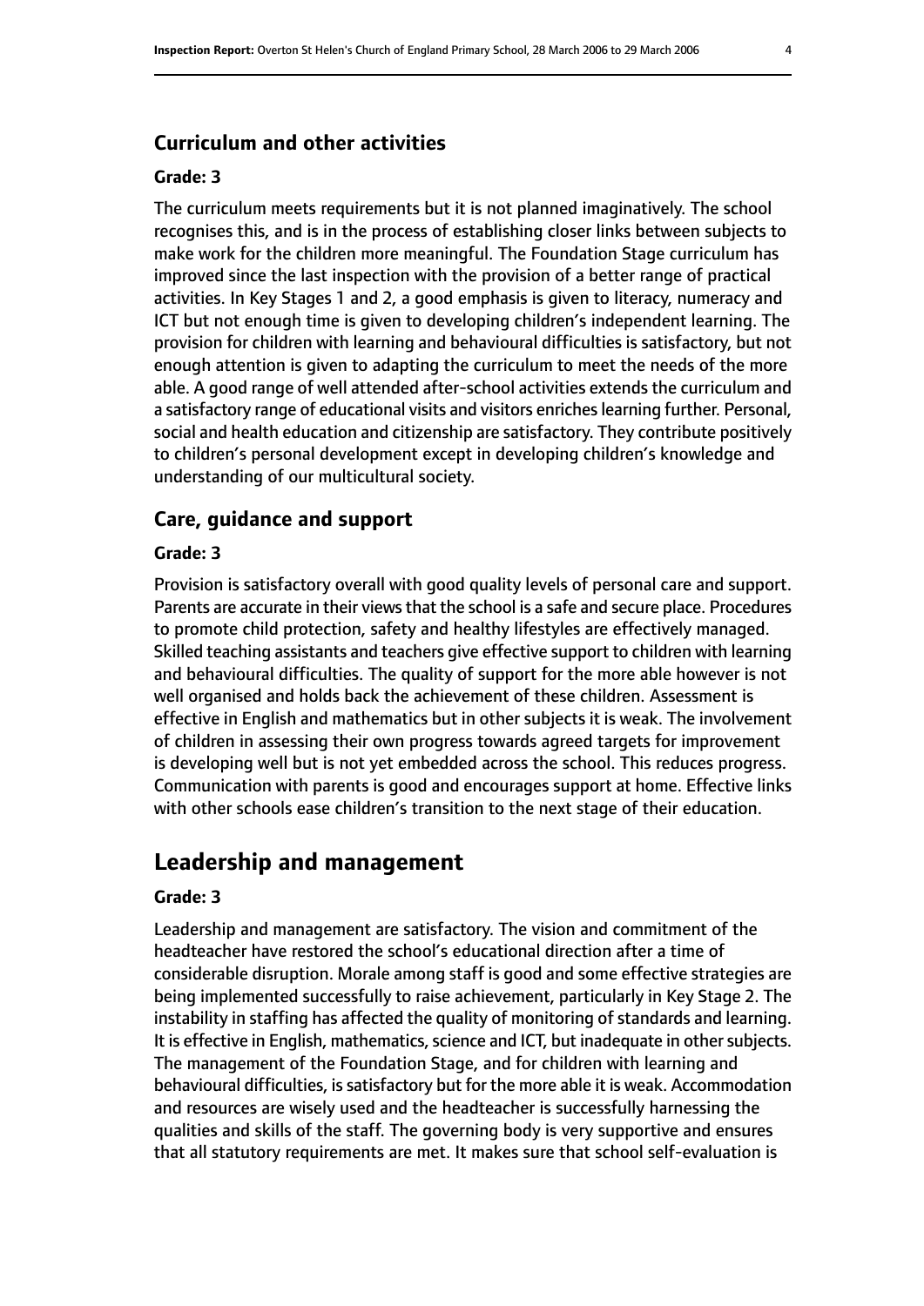### Curriculum and other activities

#### Grade: 3

The curriculum meets requirements but it is not planned imaginatively. The school recognises this, and is in the process of establishing closer links between subjects to make work for the children more meaningful. The Foundation Stage curriculum has improved since the last inspection with the provision of a better range of practical activities. In Key Stages 1 and 2, a good emphasis is given to literacy, numeracy and ICT but not enough time is given to developing children's independent learning. The provision for children with learning and behavioural difficulties is satisfactory, but not enough attention is given to adapting the curriculum to meet the needs of the more able. A good range of well attended after-school activities extends the curriculum and a satisfactory range of educational visits and visitors enriches learning further. Personal, social and health education and citizenship are satisfactory. They contribute positively to children's personal development except in developing children's knowledge and understanding of our multicultural society.

### Care, guidance and support

#### Grade: 3

Provision is satisfactory overall with good quality levels of personal care and support. Parents are accurate in their views that the school is a safe and secure place. Procedures to promote child protection, safety and healthy lifestyles are effectively managed. Skilled teaching assistants and teachers give effective support to children with learning and behavioural difficulties. The quality of support for the more able however is not well organised and holds back the achievement of these children. Assessment is effective in English and mathematics but in other subjects it is weak. The involvement of children in assessing their own progress towards agreed targets for improvement is developing well but is not yet embedded across the school. This reduces progress. Communication with parents is good and encourages support at home. Effective links with other schools ease children's transition to the next stage of their education.

## Leadership and management

#### Grade: 3

Leadership and management are satisfactory. The vision and commitment of the headteacher have restored the school's educational direction after a time of considerable disruption. Morale among staff is good and some effective strategies are being implemented successfully to raise achievement, particularly in Key Stage 2. The instability in staffing has affected the quality of monitoring of standards and learning. It is effective in English, mathematics, science and ICT, but inadequate in other subjects. The management of the Foundation Stage, and for children with learning and behavioural difficulties, is satisfactory but for the more able it is weak. Accommodation and resources are wisely used and the headteacher is successfully harnessing the qualities and skills of the staff. The governing body is very supportive and ensures that all statutory requirements are met. It makes sure that school self-evaluation is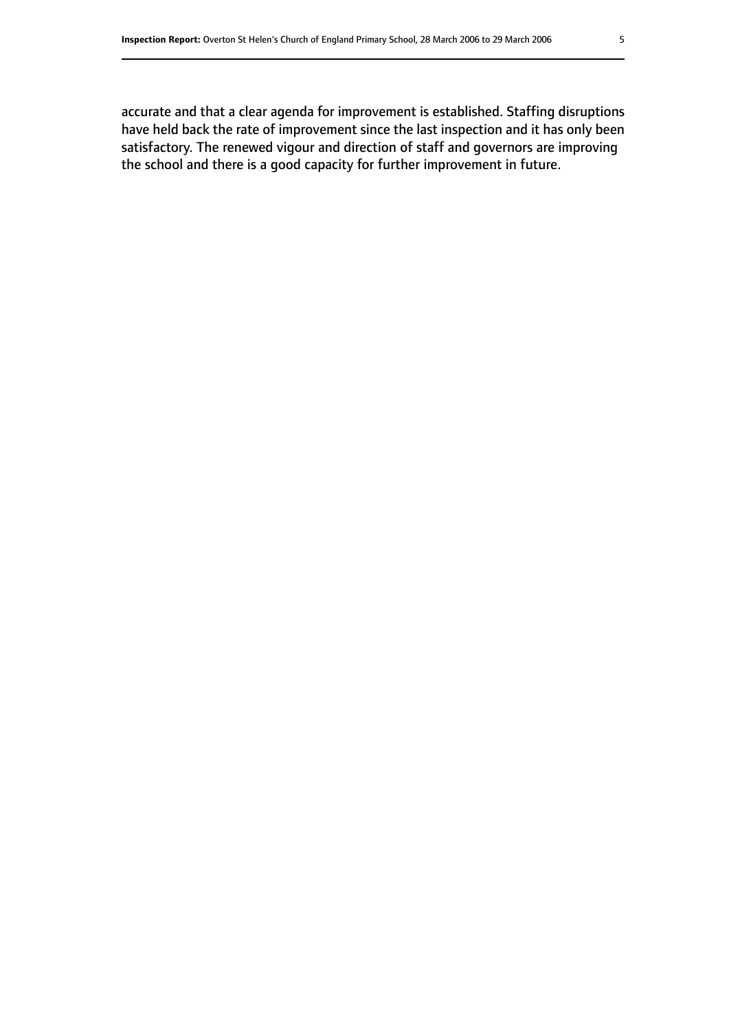accurate and that a clear agenda for improvement is established. Staffing disruptions have held back the rate of improvement since the last inspection and it has only been satisfactory. The renewed vigour and direction of staff and governors are improving the school and there is a good capacity for further improvement in future.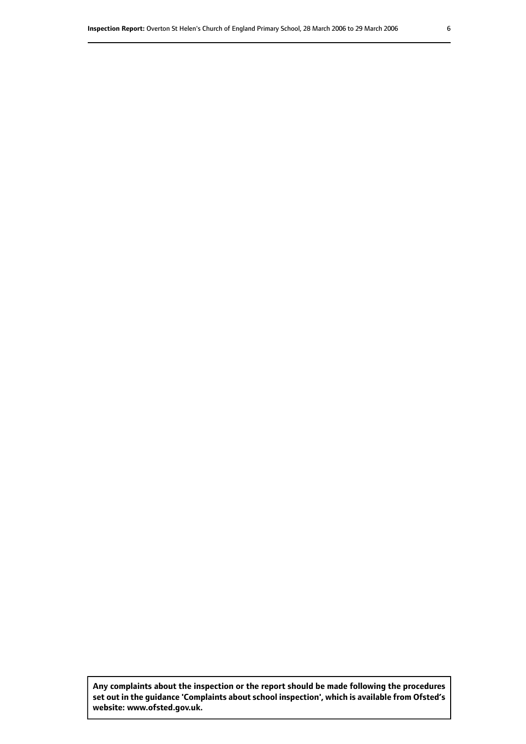**Any complaints about the inspection or the report should be made following the procedures set out in the guidance 'Complaints about school inspection', which is available from Ofsted's website: www.ofsted.gov.uk.**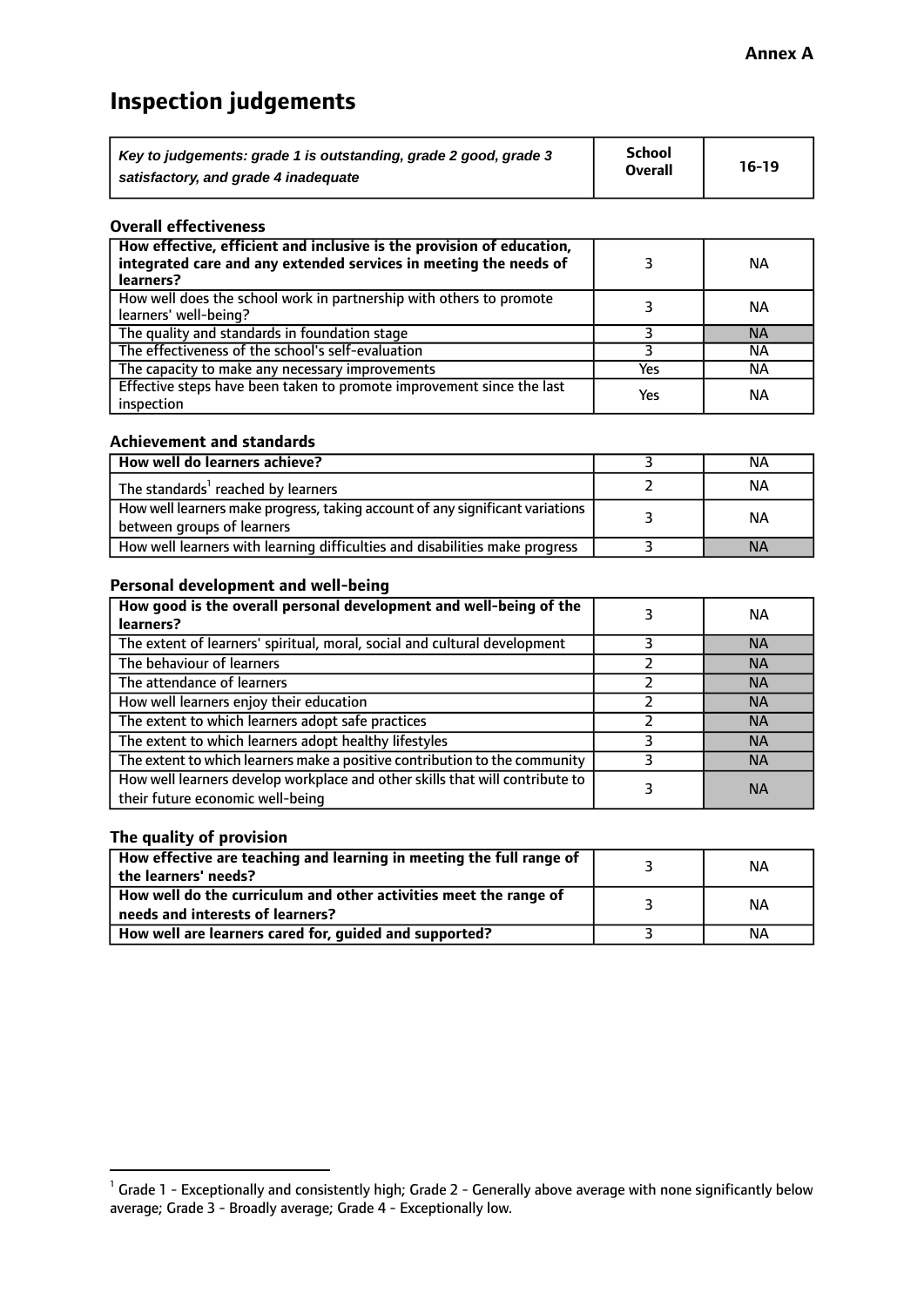**Annex A**

# Inspection judgements

| *Key to judgements: grade 1 is outstanding, grade 2 good, grade 3 satisfactory, and grade 4 inadequate* | School Overall | 16-19 |
|---|---|---|

### Overall effectiveness

| | | |
|---|---|---|
| **How effective, efficient and inclusive is the provision of education, integrated care and any extended services in meeting the needs of learners?** | 3 | NA |
| How well does the school work in partnership with others to promote learners' well-being? | 3 | NA |
| The quality and standards in foundation stage | 3 | NA |
| The effectiveness of the school's self-evaluation | 3 | NA |
| The capacity to make any necessary improvements | Yes | NA |
| Effective steps have been taken to promote improvement since the last inspection | Yes | NA |

### Achievement and standards

| | | |
|---|---|---|
| **How well do learners achieve?** | 3 | NA |
| The standards[1] reached by learners | 2 | NA |
| How well learners make progress, taking account of any significant variations between groups of learners | 3 | NA |
| How well learners with learning difficulties and disabilities make progress | 3 | NA |

### Personal development and well-being

| | | |
|---|---|---|
| **How good is the overall personal development and well-being of the learners?** | 3 | NA |
| The extent of learners' spiritual, moral, social and cultural development | 3 | NA |
| The behaviour of learners | 2 | NA |
| The attendance of learners | 2 | NA |
| How well learners enjoy their education | 2 | NA |
| The extent to which learners adopt safe practices | 2 | NA |
| The extent to which learners adopt healthy lifestyles | 3 | NA |
| The extent to which learners make a positive contribution to the community | 3 | NA |
| How well learners develop workplace and other skills that will contribute to their future economic well-being | 3 | NA |

### The quality of provision

| | | |
|---|---|---|
| **How effective are teaching and learning in meeting the full range of the learners' needs?** | 3 | NA |
| **How well do the curriculum and other activities meet the range of needs and interests of learners?** | 3 | NA |
| **How well are learners cared for, guided and supported?** | 3 | NA |

[1] Grade 1 - Exceptionally and consistently high; Grade 2 - Generally above average with none significantly below average; Grade 3 - Broadly average; Grade 4 - Exceptionally low.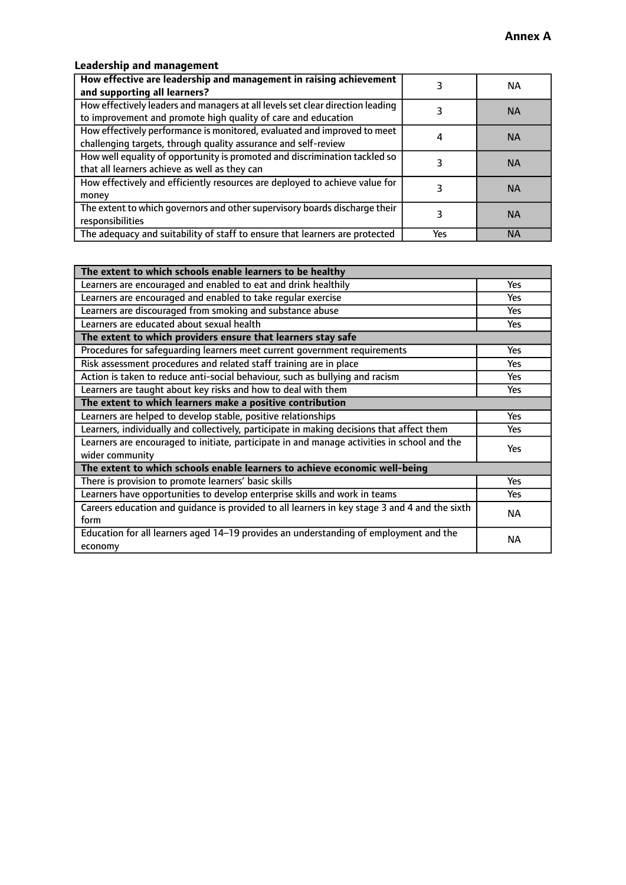**Annex A**

### Leadership and management

| **How effective are leadership and management in raising achievement and supporting all learners?** | 3 | NA |
|---|---|---|
| How effectively leaders and managers at all levels set clear direction leading to improvement and promote high quality of care and education | 3 | NA |
| How effectively performance is monitored, evaluated and improved to meet challenging targets, through quality assurance and self-review | 4 | NA |
| How well equality of opportunity is promoted and discrimination tackled so that all learners achieve as well as they can | 3 | NA |
| How effectively and efficiently resources are deployed to achieve value for money | 3 | NA |
| The extent to which governors and other supervisory boards discharge their responsibilities | 3 | NA |
| The adequacy and suitability of staff to ensure that learners are protected | Yes | NA |

| **The extent to which schools enable learners to be healthy** | |
|---|---|
| Learners are encouraged and enabled to eat and drink healthily | Yes |
| Learners are encouraged and enabled to take regular exercise | Yes |
| Learners are discouraged from smoking and substance abuse | Yes |
| Learners are educated about sexual health | Yes |
| **The extent to which providers ensure that learners stay safe** | |
| Procedures for safeguarding learners meet current government requirements | Yes |
| Risk assessment procedures and related staff training are in place | Yes |
| Action is taken to reduce anti-social behaviour, such as bullying and racism | Yes |
| Learners are taught about key risks and how to deal with them | Yes |
| **The extent to which learners make a positive contribution** | |
| Learners are helped to develop stable, positive relationships | Yes |
| Learners, individually and collectively, participate in making decisions that affect them | Yes |
| Learners are encouraged to initiate, participate in and manage activities in school and the wider community | Yes |
| **The extent to which schools enable learners to achieve economic well-being** | |
| There is provision to promote learners' basic skills | Yes |
| Learners have opportunities to develop enterprise skills and work in teams | Yes |
| Careers education and guidance is provided to all learners in key stage 3 and 4 and the sixth form | NA |
| Education for all learners aged 14–19 provides an understanding of employment and the economy | NA |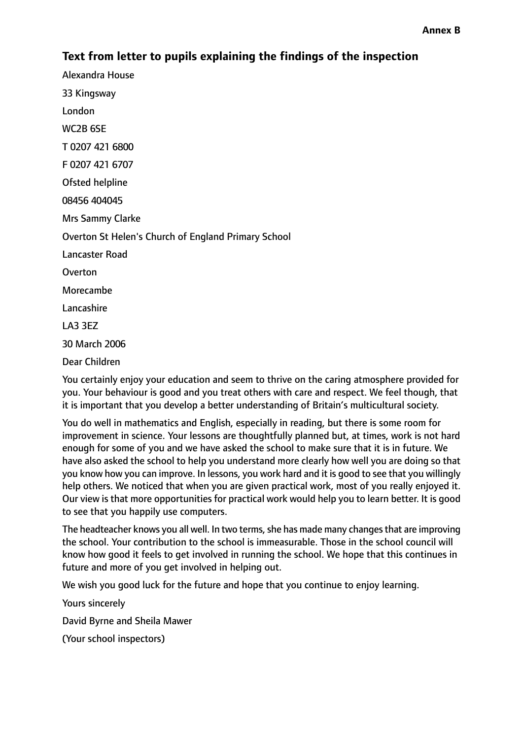**Annex B**

## Text from letter to pupils explaining the findings of the inspection

Alexandra House

33 Kingsway

London

WC2B 6SE

T 0207 421 6800

F 0207 421 6707

Ofsted helpline

08456 404045

Mrs Sammy Clarke

Overton St Helen's Church of England Primary School

Lancaster Road

Overton

Morecambe

Lancashire

LA3 3EZ

30 March 2006

Dear Children

You certainly enjoy your education and seem to thrive on the caring atmosphere provided for you. Your behaviour is good and you treat others with care and respect. We feel though, that it is important that you develop a better understanding of Britain's multicultural society.

You do well in mathematics and English, especially in reading, but there is some room for improvement in science. Your lessons are thoughtfully planned but, at times, work is not hard enough for some of you and we have asked the school to make sure that it is in future. We have also asked the school to help you understand more clearly how well you are doing so that you know how you can improve. In lessons, you work hard and it is good to see that you willingly help others. We noticed that when you are given practical work, most of you really enjoyed it. Our view is that more opportunities for practical work would help you to learn better. It is good to see that you happily use computers.

The headteacher knows you all well. In two terms, she has made many changes that are improving the school. Your contribution to the school is immeasurable. Those in the school council will know how good it feels to get involved in running the school. We hope that this continues in future and more of you get involved in helping out.

We wish you good luck for the future and hope that you continue to enjoy learning.

Yours sincerely

David Byrne and Sheila Mawer

(Your school inspectors)